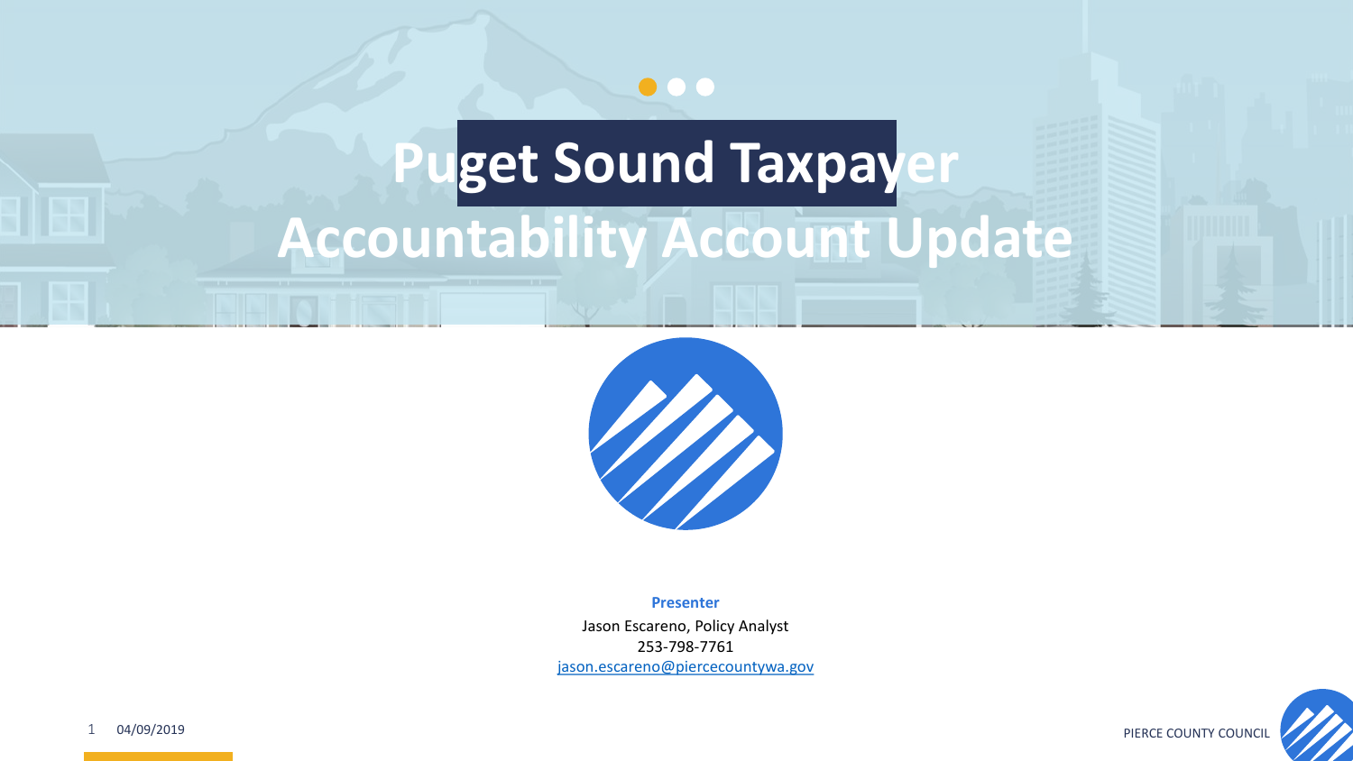# Puget Sound Taxpayer Accountability Account Update

**Presenter**

Jason Escareno, Policy Analyst
253-798-7761
jason.escareno@piercecountywa.gov

04/09/2019

PIERCE COUNTY COUNCIL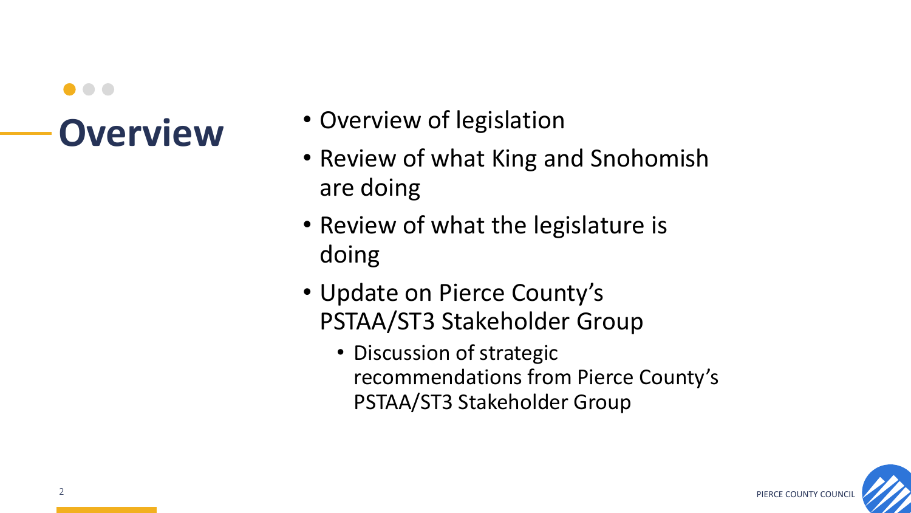# Overview

- Overview of legislation
- Review of what King and Snohomish are doing
- Review of what the legislature is doing
- Update on Pierce County's PSTAA/ST3 Stakeholder Group
  - Discussion of strategic recommendations from Pierce County's PSTAA/ST3 Stakeholder Group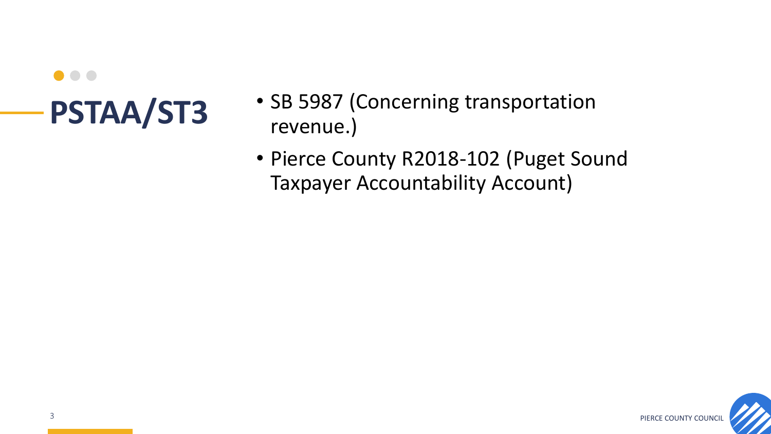# PSTAA/ST3

- SB 5987 (Concerning transportation revenue.)
- Pierce County R2018-102 (Puget Sound Taxpayer Accountability Account)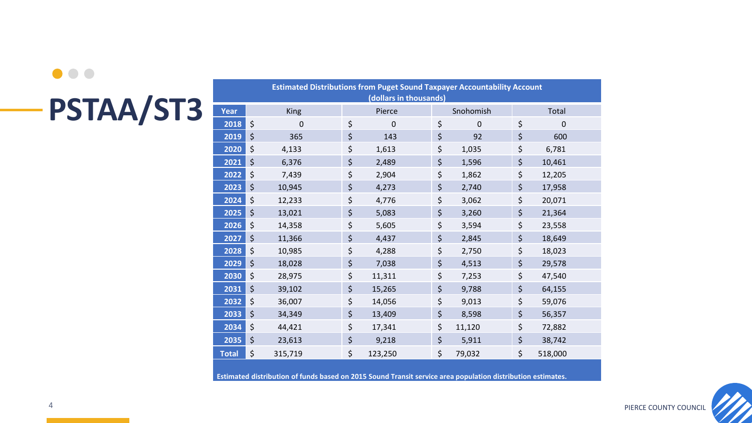# PSTAA/ST3

**Estimated Distributions from Puget Sound Taxpayer Accountability Account (dollars in thousands)**

| Year | King | Pierce | Snohomish | Total |
|---|---|---|---|---|
| 2018 | $ 0 | $ 0 | $ 0 | $ 0 |
| 2019 | $ 365 | $ 143 | $ 92 | $ 600 |
| 2020 | $ 4,133 | $ 1,613 | $ 1,035 | $ 6,781 |
| 2021 | $ 6,376 | $ 2,489 | $ 1,596 | $ 10,461 |
| 2022 | $ 7,439 | $ 2,904 | $ 1,862 | $ 12,205 |
| 2023 | $ 10,945 | $ 4,273 | $ 2,740 | $ 17,958 |
| 2024 | $ 12,233 | $ 4,776 | $ 3,062 | $ 20,071 |
| 2025 | $ 13,021 | $ 5,083 | $ 3,260 | $ 21,364 |
| 2026 | $ 14,358 | $ 5,605 | $ 3,594 | $ 23,558 |
| 2027 | $ 11,366 | $ 4,437 | $ 2,845 | $ 18,649 |
| 2028 | $ 10,985 | $ 4,288 | $ 2,750 | $ 18,023 |
| 2029 | $ 18,028 | $ 7,038 | $ 4,513 | $ 29,578 |
| 2030 | $ 28,975 | $ 11,311 | $ 7,253 | $ 47,540 |
| 2031 | $ 39,102 | $ 15,265 | $ 9,788 | $ 64,155 |
| 2032 | $ 36,007 | $ 14,056 | $ 9,013 | $ 59,076 |
| 2033 | $ 34,349 | $ 13,409 | $ 8,598 | $ 56,357 |
| 2034 | $ 44,421 | $ 17,341 | $ 11,120 | $ 72,882 |
| 2035 | $ 23,613 | $ 9,218 | $ 5,911 | $ 38,742 |
| Total | $ 315,719 | $ 123,250 | $ 79,032 | $ 518,000 |

**Estimated distribution of funds based on 2015 Sound Transit service area population distribution estimates.**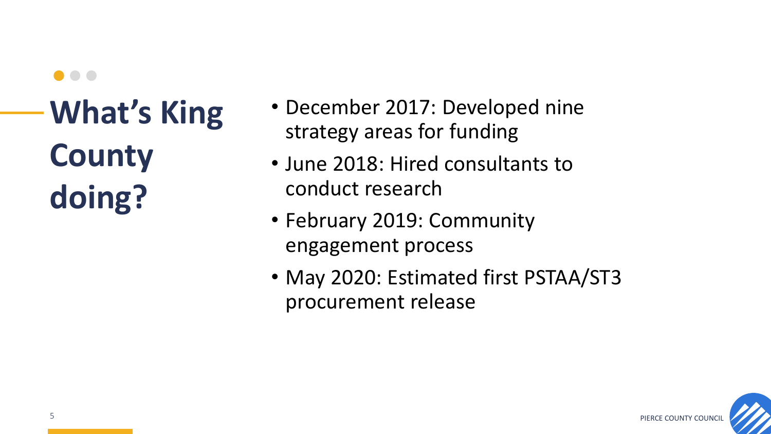# What's King County doing?

- December 2017: Developed nine strategy areas for funding
- June 2018: Hired consultants to conduct research
- February 2019: Community engagement process
- May 2020: Estimated first PSTAA/ST3 procurement release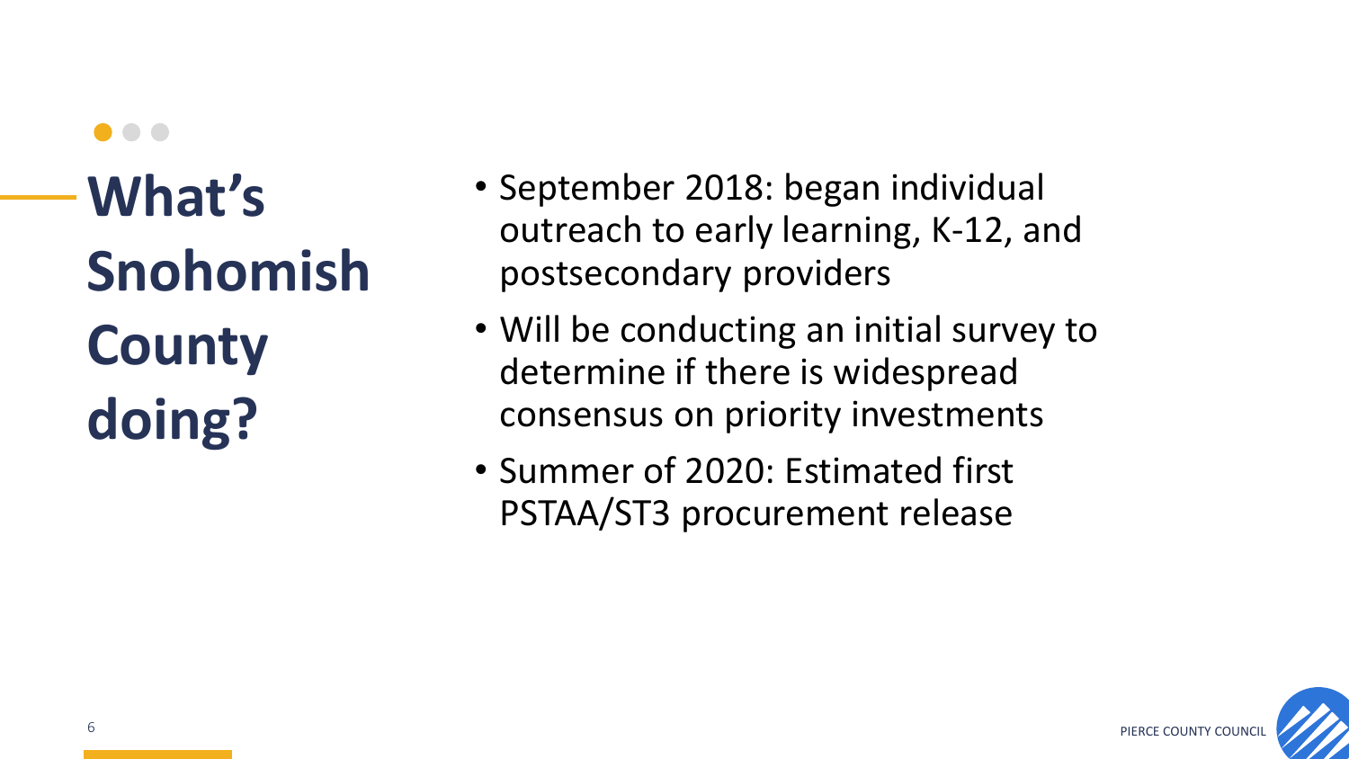# What's Snohomish County doing?

- September 2018: began individual outreach to early learning, K-12, and postsecondary providers
- Will be conducting an initial survey to determine if there is widespread consensus on priority investments
- Summer of 2020: Estimated first PSTAA/ST3 procurement release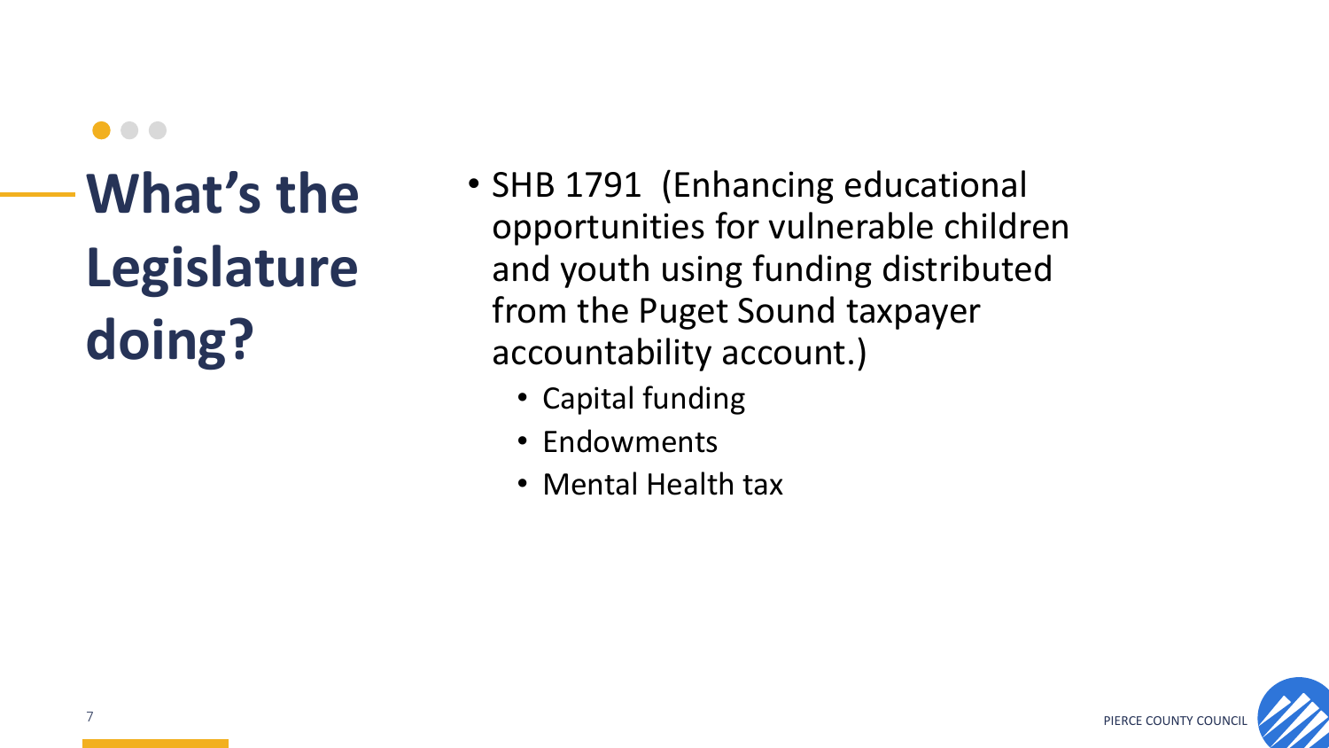# What's the Legislature doing?

- SHB 1791 (Enhancing educational opportunities for vulnerable children and youth using funding distributed from the Puget Sound taxpayer accountability account.)
  - Capital funding
  - Endowments
  - Mental Health tax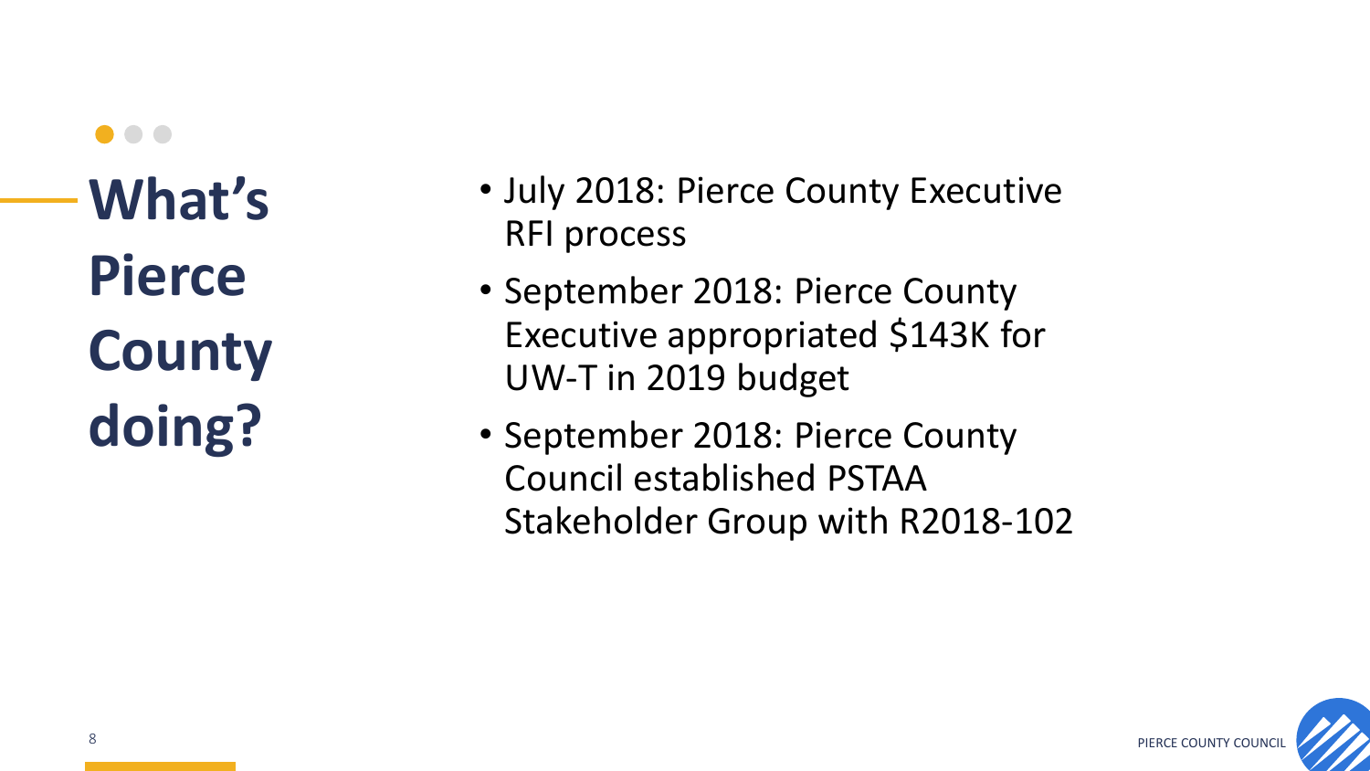# What's Pierce County doing?

- July 2018: Pierce County Executive RFI process
- September 2018: Pierce County Executive appropriated $143K for UW-T in 2019 budget
- September 2018: Pierce County Council established PSTAA Stakeholder Group with R2018-102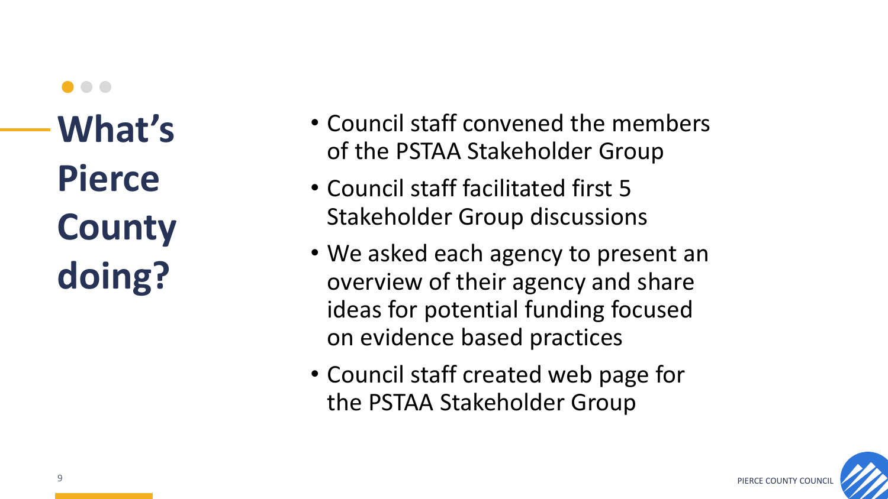# What's Pierce County doing?

- Council staff convened the members of the PSTAA Stakeholder Group
- Council staff facilitated first 5 Stakeholder Group discussions
- We asked each agency to present an overview of their agency and share ideas for potential funding focused on evidence based practices
- Council staff created web page for the PSTAA Stakeholder Group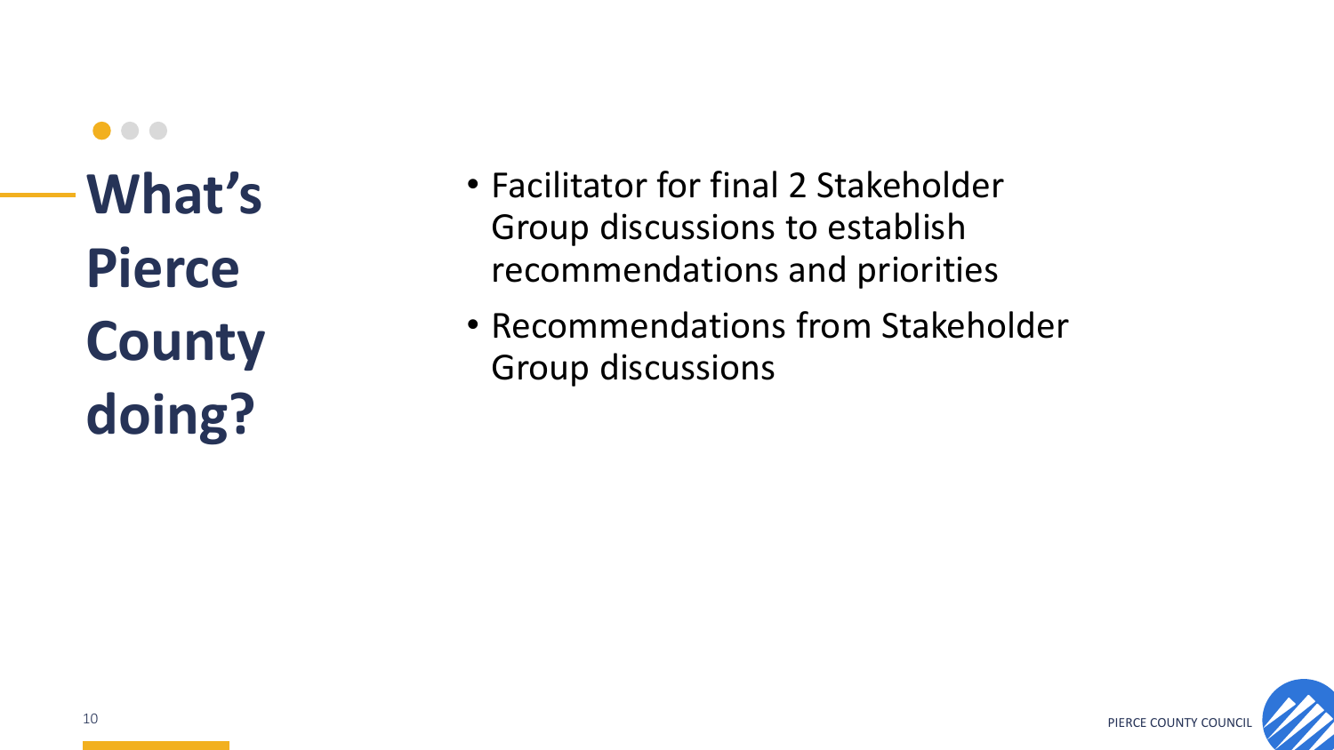# What's Pierce County doing?

- Facilitator for final 2 Stakeholder Group discussions to establish recommendations and priorities
- Recommendations from Stakeholder Group discussions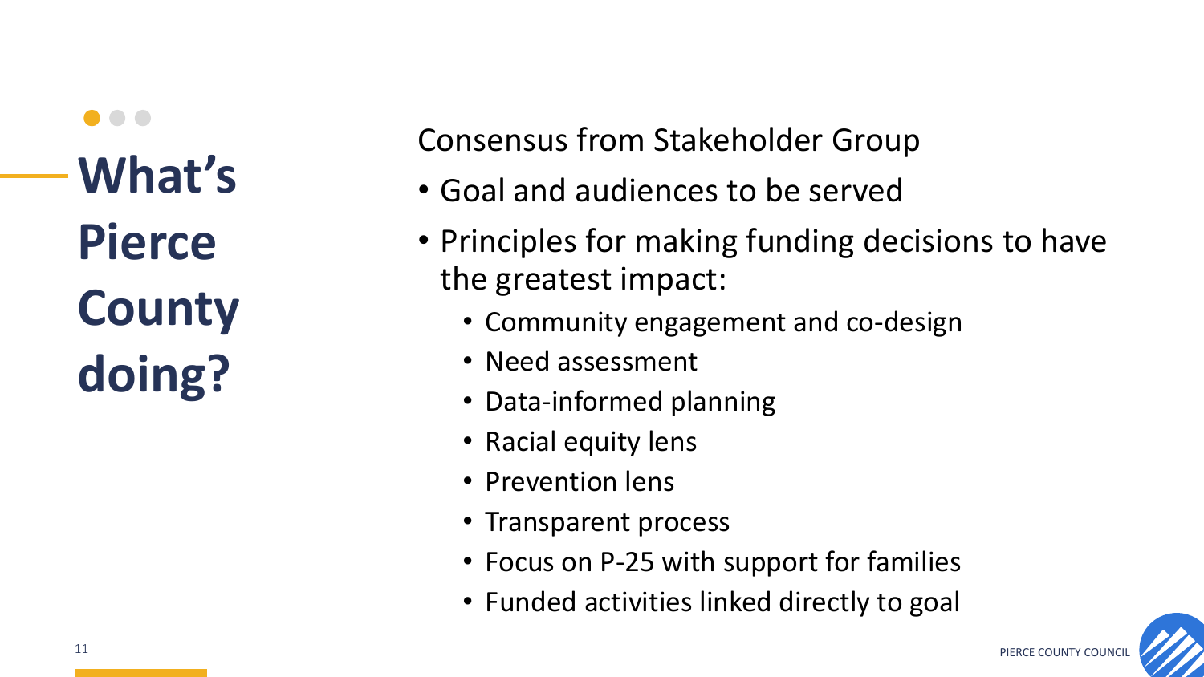# What's Pierce County doing?

Consensus from Stakeholder Group

- Goal and audiences to be served
- Principles for making funding decisions to have the greatest impact:
  - Community engagement and co-design
  - Need assessment
  - Data-informed planning
  - Racial equity lens
  - Prevention lens
  - Transparent process
  - Focus on P-25 with support for families
  - Funded activities linked directly to goal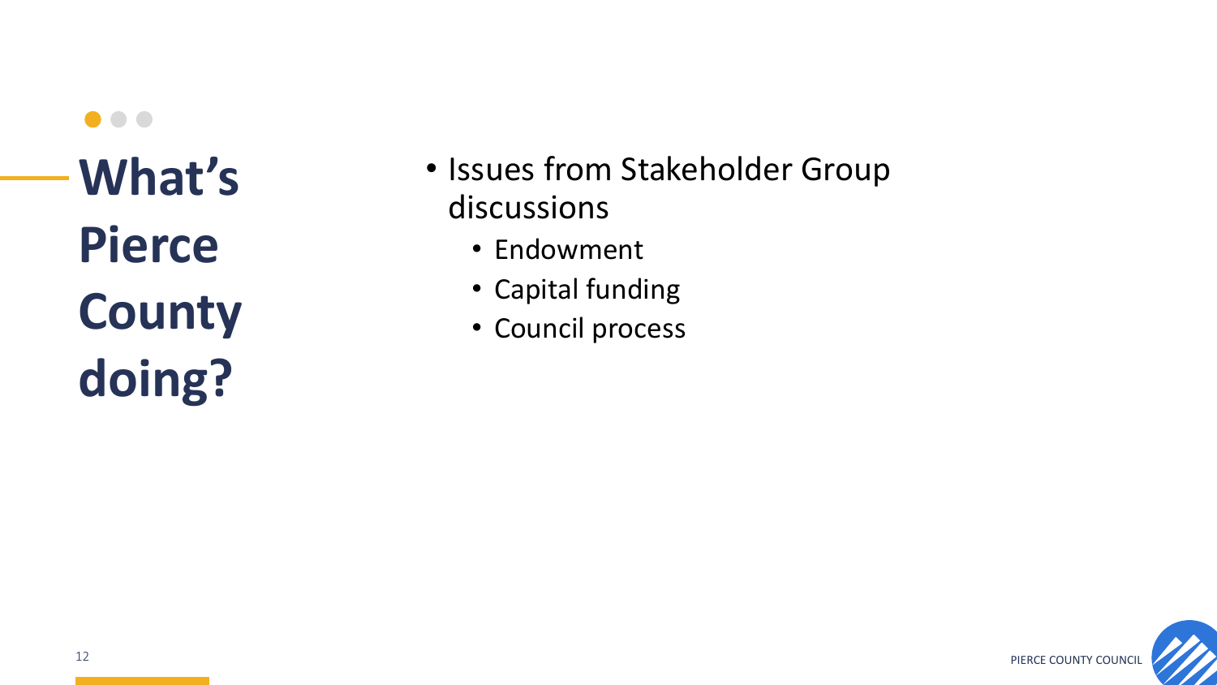# What's Pierce County doing?

- Issues from Stakeholder Group discussions
  - Endowment
  - Capital funding
  - Council process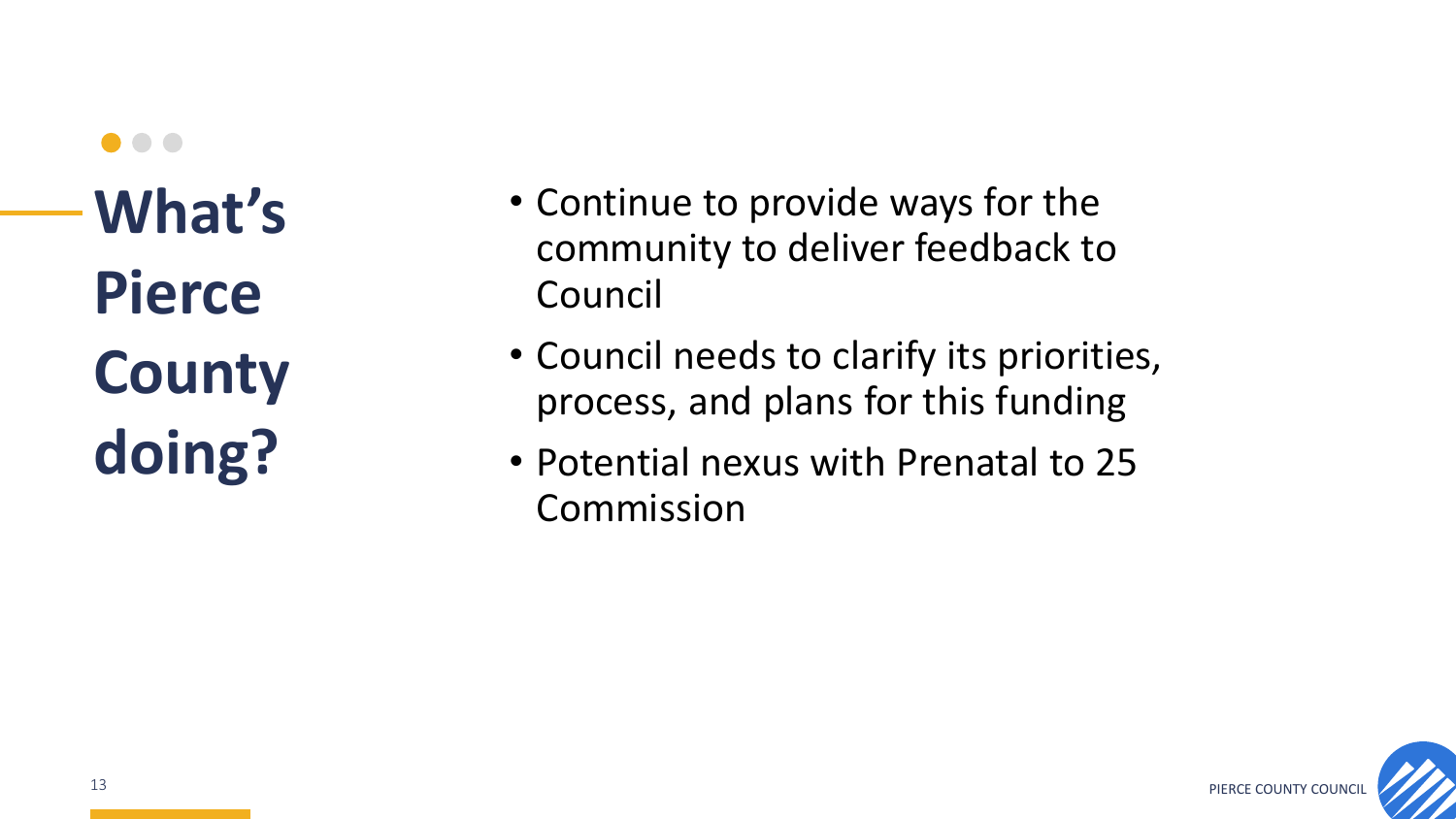# What's Pierce County doing?

- Continue to provide ways for the community to deliver feedback to Council
- Council needs to clarify its priorities, process, and plans for this funding
- Potential nexus with Prenatal to 25 Commission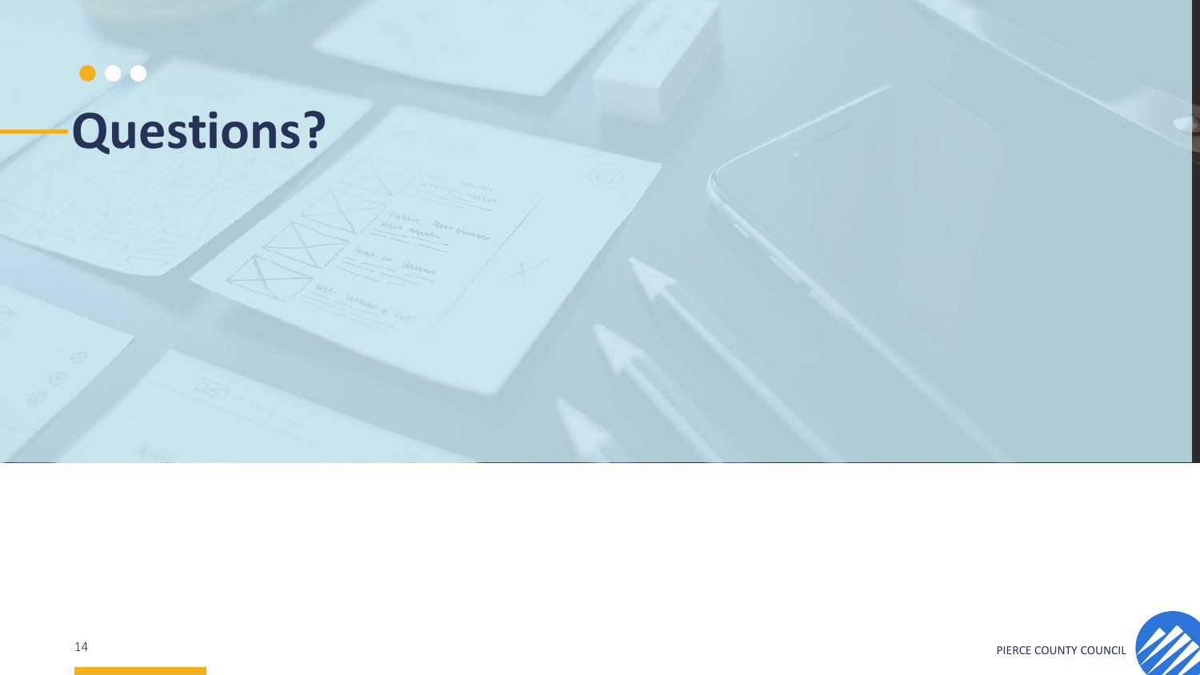# Questions?